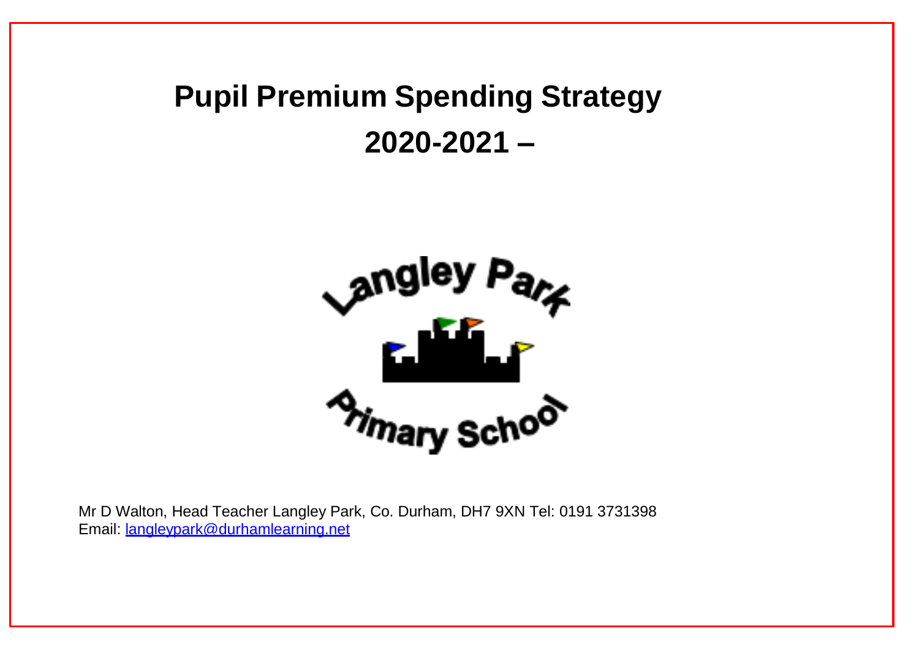# Pupil Premium Spending Strategy

# 2020-2021 –

Mr D Walton, Head Teacher Langley Park, Co. Durham, DH7 9XN Tel: 0191 3731398
Email: langleypark@durhamlearning.net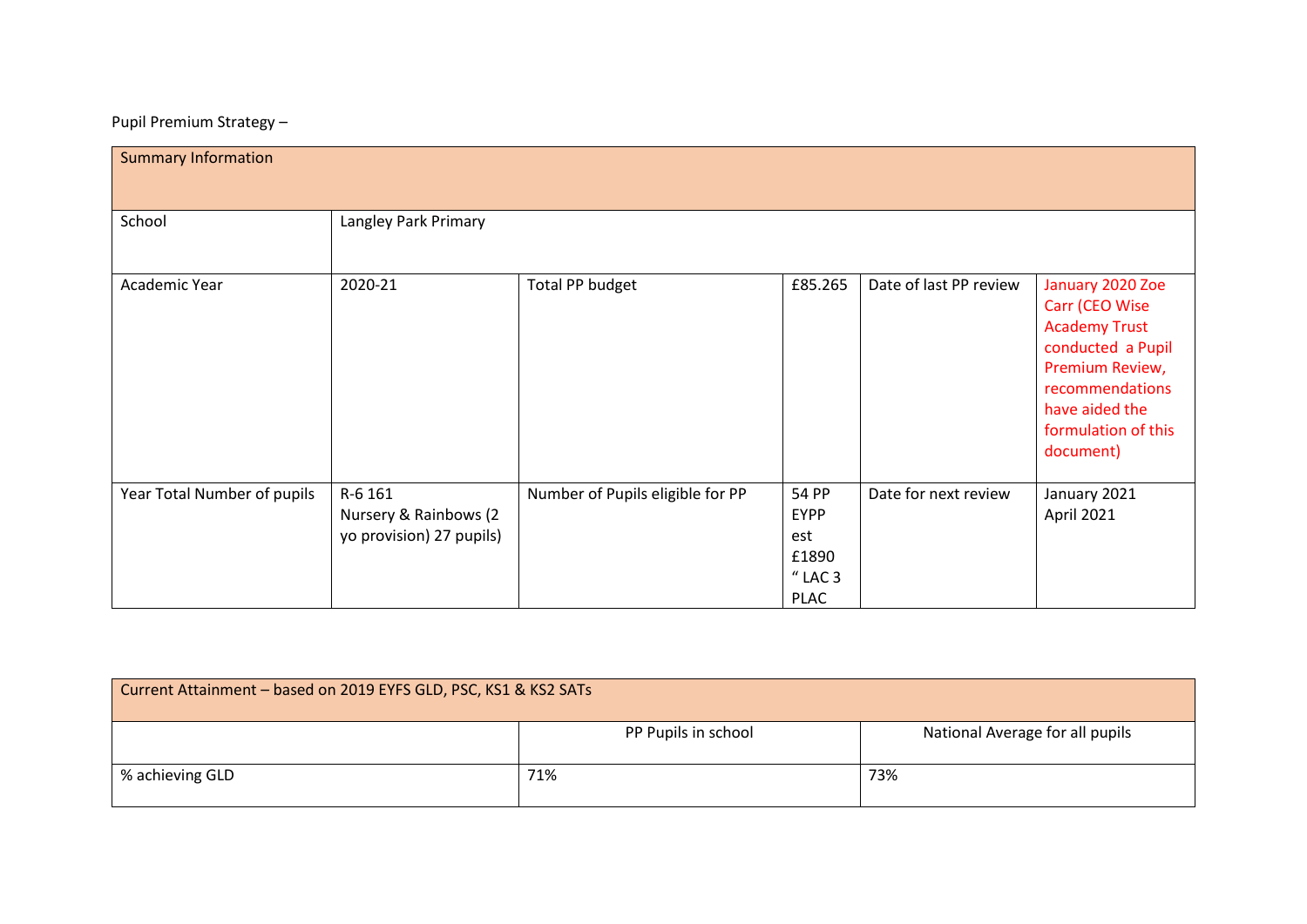Pupil Premium Strategy –

| Summary Information | | | | | |
|---|---|---|---|---|---|
| School | Langley Park Primary | | | | |
| Academic Year | 2020-21 | Total PP budget | £85.265 | Date of last PP review | January 2020 Zoe Carr (CEO Wise Academy Trust conducted a Pupil Premium Review, recommendations have aided the formulation of this document) |
| Year Total Number of pupils | R-6 161 Nursery & Rainbows (2 yo provision) 27 pupils) | Number of Pupils eligible for PP | 54 PP EYPP est £1890 " LAC 3 PLAC | Date for next review | January 2021 April 2021 |

| Current Attainment – based on 2019 EYFS GLD, PSC, KS1 & KS2 SATs | | |
|---|---|---|
| | PP Pupils in school | National Average for all pupils |
| % achieving GLD | 71% | 73% |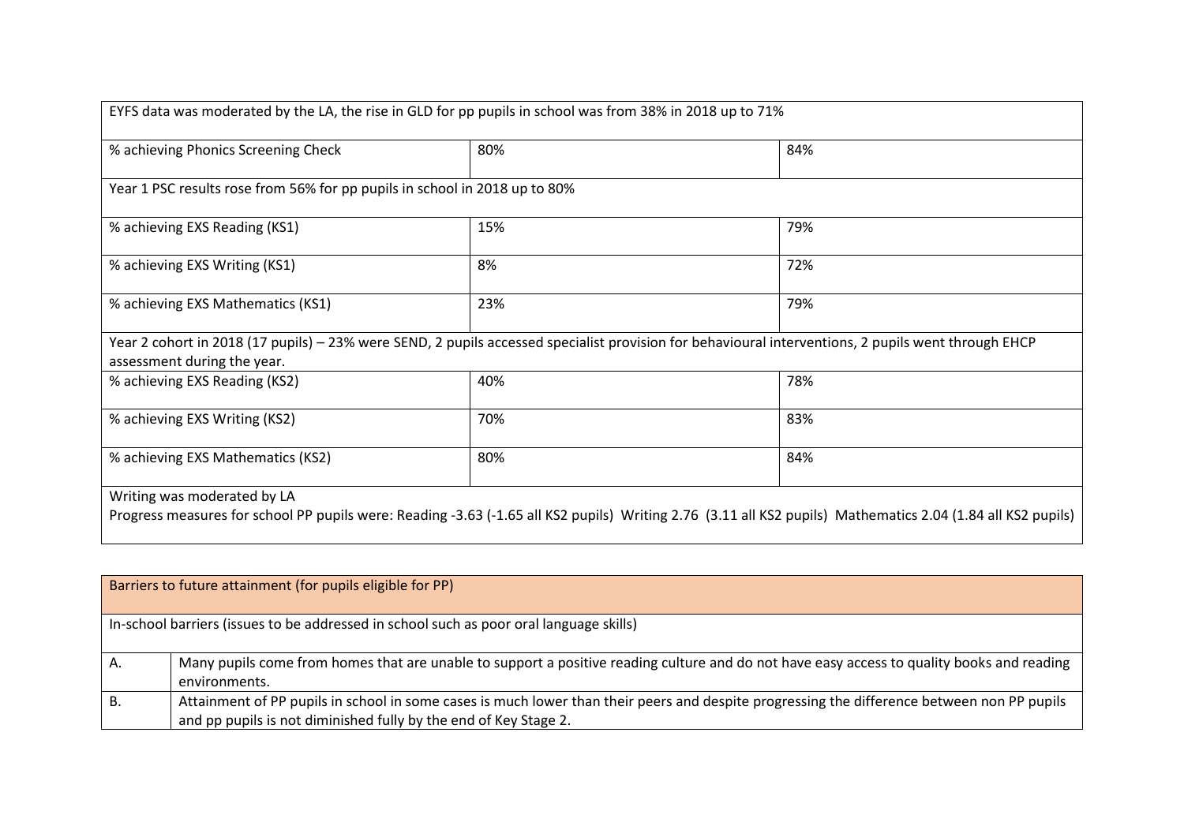| | | |
|---|---|---|
| EYFS data was moderated by the LA, the rise in GLD for pp pupils in school was from 38% in 2018 up to 71% | | |
| % achieving Phonics Screening Check | 80% | 84% |
| Year 1 PSC results rose from 56% for pp pupils in school in 2018 up to 80% | | |
| % achieving EXS Reading (KS1) | 15% | 79% |
| % achieving EXS Writing (KS1) | 8% | 72% |
| % achieving EXS Mathematics (KS1) | 23% | 79% |
| Year 2 cohort in 2018 (17 pupils) – 23% were SEND, 2 pupils accessed specialist provision for behavioural interventions, 2 pupils went through EHCP assessment during the year. | | |
| % achieving EXS Reading (KS2) | 40% | 78% |
| % achieving EXS Writing (KS2) | 70% | 83% |
| % achieving EXS Mathematics (KS2) | 80% | 84% |
| Writing was moderated by LA<br>Progress measures for school PP pupils were: Reading -3.63 (-1.65 all KS2 pupils) Writing 2.76 (3.11 all KS2 pupils) Mathematics 2.04 (1.84 all KS2 pupils) | | |

| Barriers to future attainment (for pupils eligible for PP) | |
|---|---|
| In-school barriers (issues to be addressed in school such as poor oral language skills) | |
| A. | Many pupils come from homes that are unable to support a positive reading culture and do not have easy access to quality books and reading environments. |
| B. | Attainment of PP pupils in school in some cases is much lower than their peers and despite progressing the difference between non PP pupils and pp pupils is not diminished fully by the end of Key Stage 2. |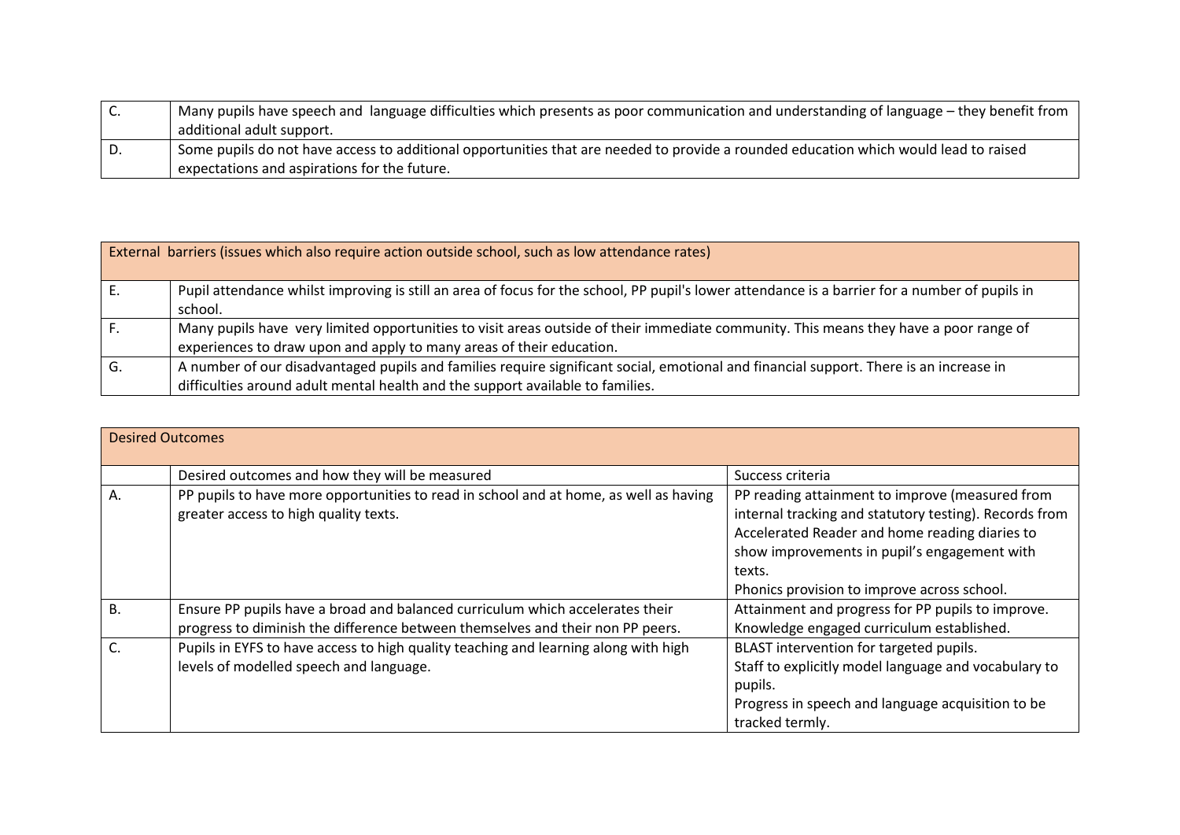| | |
|---|---|
| C. | Many pupils have speech and language difficulties which presents as poor communication and understanding of language – they benefit from additional adult support. |
| D. | Some pupils do not have access to additional opportunities that are needed to provide a rounded education which would lead to raised expectations and aspirations for the future. |

| External barriers (issues which also require action outside school, such as low attendance rates) | |
|---|---|
| E. | Pupil attendance whilst improving is still an area of focus for the school, PP pupil's lower attendance is a barrier for a number of pupils in school. |
| F. | Many pupils have very limited opportunities to visit areas outside of their immediate community. This means they have a poor range of experiences to draw upon and apply to many areas of their education. |
| G. | A number of our disadvantaged pupils and families require significant social, emotional and financial support. There is an increase in difficulties around adult mental health and the support available to families. |

| Desired Outcomes | | |
|---|---|---|
| | Desired outcomes and how they will be measured | Success criteria |
| A. | PP pupils to have more opportunities to read in school and at home, as well as having greater access to high quality texts. | PP reading attainment to improve (measured from internal tracking and statutory testing). Records from Accelerated Reader and home reading diaries to show improvements in pupil's engagement with texts.<br>Phonics provision to improve across school. |
| B. | Ensure PP pupils have a broad and balanced curriculum which accelerates their progress to diminish the difference between themselves and their non PP peers. | Attainment and progress for PP pupils to improve.<br>Knowledge engaged curriculum established. |
| C. | Pupils in EYFS to have access to high quality teaching and learning along with high levels of modelled speech and language. | BLAST intervention for targeted pupils.<br>Staff to explicitly model language and vocabulary to pupils.<br>Progress in speech and language acquisition to be tracked termly. |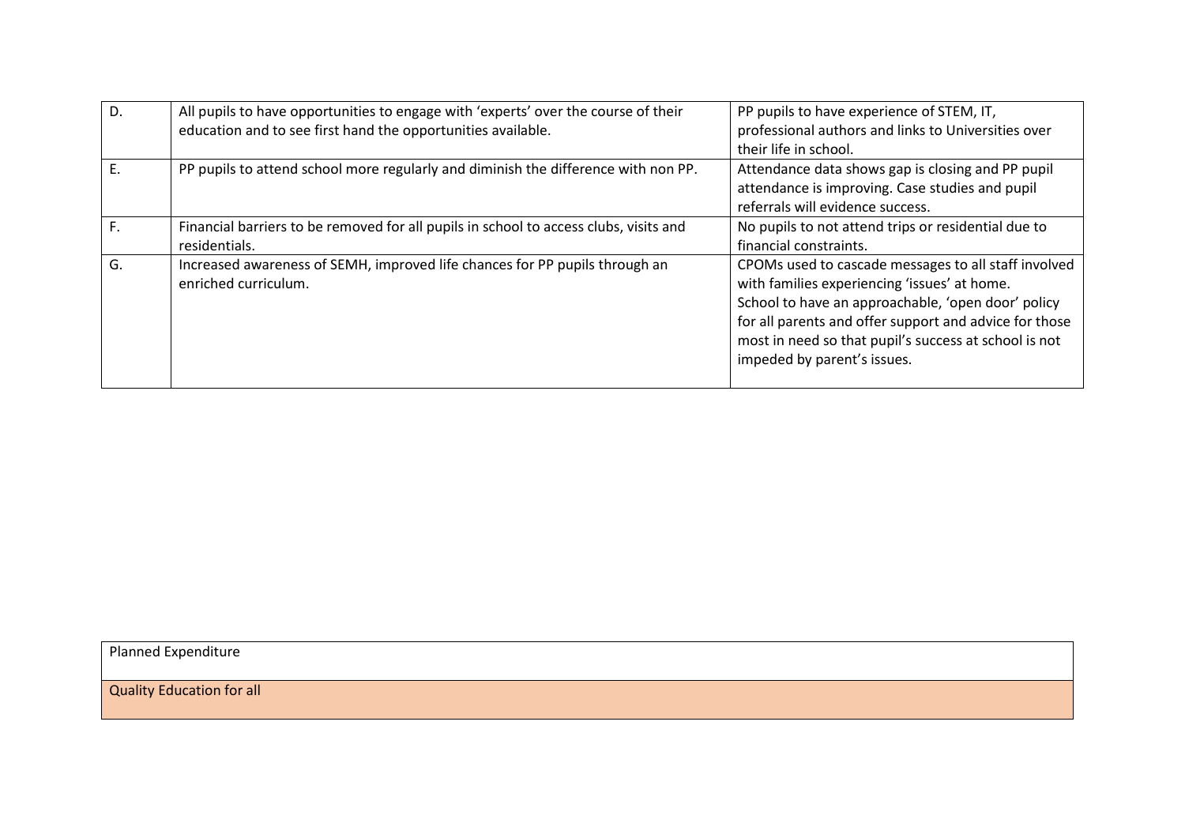| | | |
|---|---|---|
| D. | All pupils to have opportunities to engage with 'experts' over the course of their education and to see first hand the opportunities available. | PP pupils to have experience of STEM, IT, professional authors and links to Universities over their life in school. |
| E. | PP pupils to attend school more regularly and diminish the difference with non PP. | Attendance data shows gap is closing and PP pupil attendance is improving. Case studies and pupil referrals will evidence success. |
| F. | Financial barriers to be removed for all pupils in school to access clubs, visits and residentials. | No pupils to not attend trips or residential due to financial constraints. |
| G. | Increased awareness of SEMH, improved life chances for PP pupils through an enriched curriculum. | CPOMs used to cascade messages to all staff involved with families experiencing 'issues' at home. School to have an approachable, 'open door' policy for all parents and offer support and advice for those most in need so that pupil's success at school is not impeded by parent's issues. |

| Planned Expenditure |
|---|
| Quality Education for all |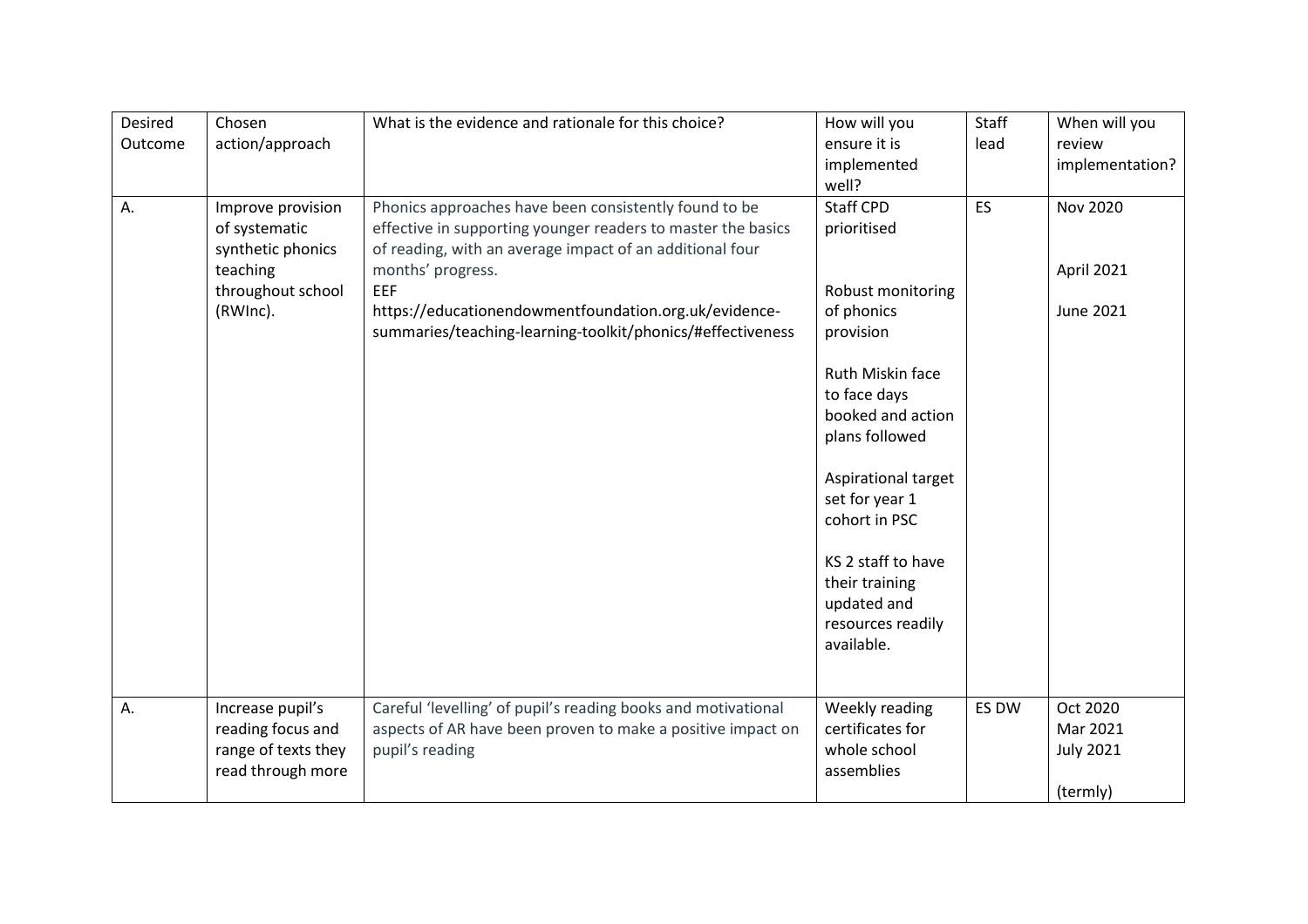| Desired Outcome | Chosen action/approach | What is the evidence and rationale for this choice? | How will you ensure it is implemented well? | Staff lead | When will you review implementation? |
|---|---|---|---|---|---|
| A. | Improve provision of systematic synthetic phonics teaching throughout school (RWInc). | Phonics approaches have been consistently found to be effective in supporting younger readers to master the basics of reading, with an average impact of an additional four months' progress.<br>EEF<br>https://educationendowmentfoundation.org.uk/evidence-summaries/teaching-learning-toolkit/phonics/#effectiveness | Staff CPD prioritised<br><br>Robust monitoring of phonics provision<br><br>Ruth Miskin face to face days booked and action plans followed<br><br>Aspirational target set for year 1 cohort in PSC<br><br>KS 2 staff to have their training updated and resources readily available. | ES | Nov 2020<br><br>April 2021<br><br>June 2021 |
| A. | Increase pupil's reading focus and range of texts they read through more | Careful 'levelling' of pupil's reading books and motivational aspects of AR have been proven to make a positive impact on pupil's reading | Weekly reading certificates for whole school assemblies | ES DW | Oct 2020<br>Mar 2021<br>July 2021<br><br>(termly) |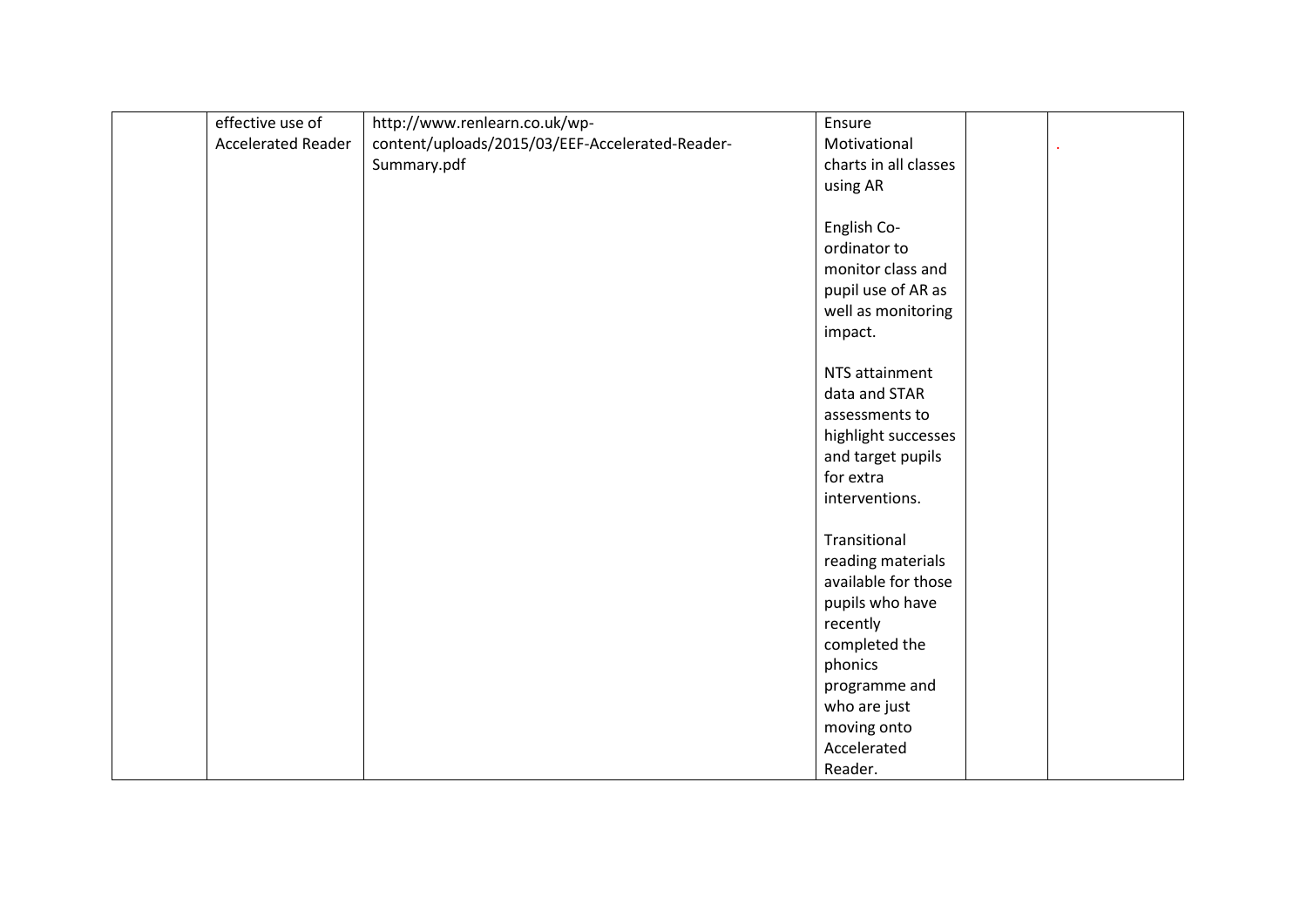| | | | | | |
|---|---|---|---|---|---|
| | effective use of Accelerated Reader | http://www.renlearn.co.uk/wp-content/uploads/2015/03/EEF-Accelerated-Reader-Summary.pdf | Ensure Motivational charts in all classes using AR<br><br>English Co-ordinator to monitor class and pupil use of AR as well as monitoring impact.<br><br>NTS attainment data and STAR assessments to highlight successes and target pupils for extra interventions.<br><br>Transitional reading materials available for those pupils who have recently completed the phonics programme and who are just moving onto Accelerated Reader. | | . |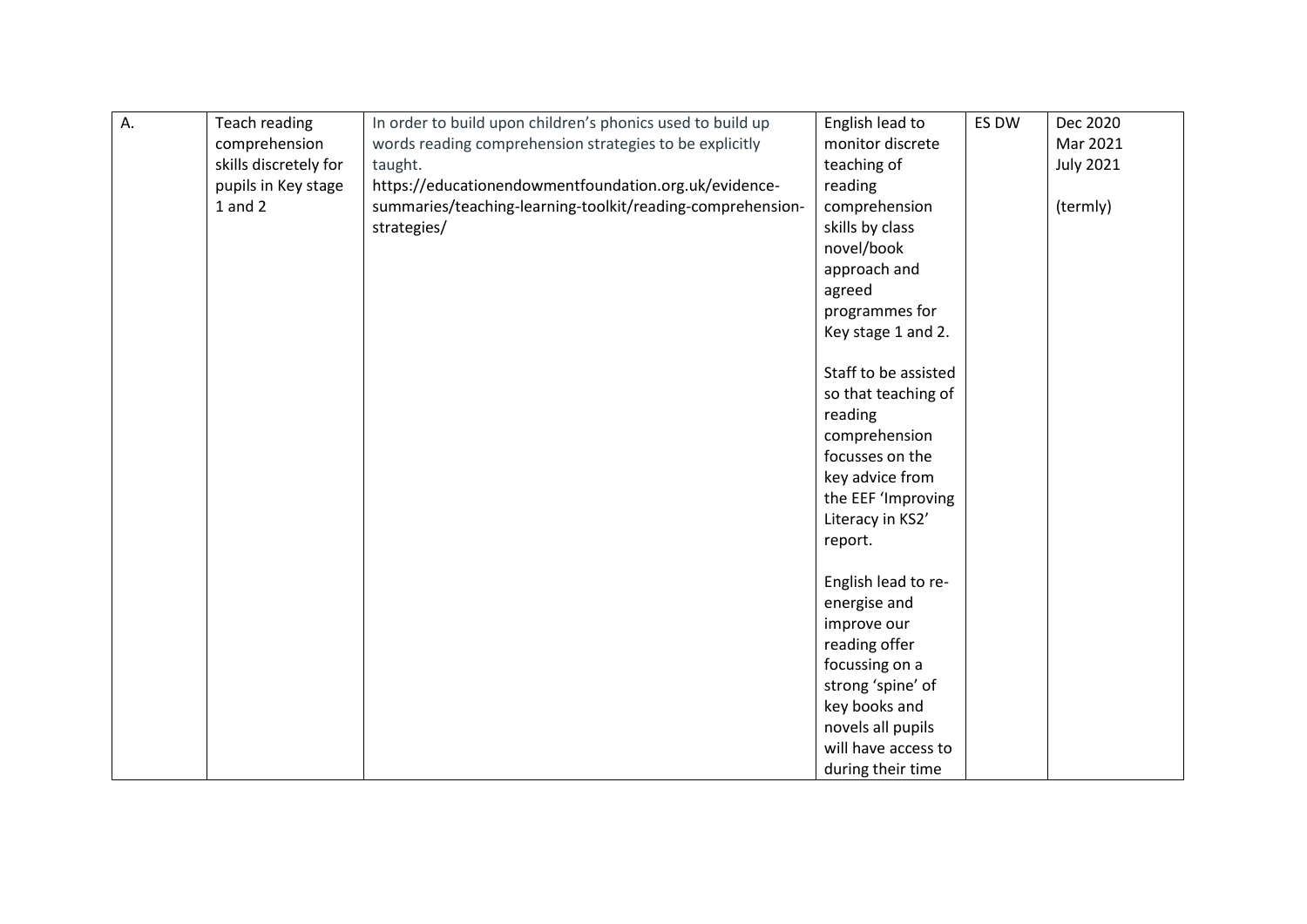| | | | | | |
|---|---|---|---|---|---|
| A. | Teach reading comprehension skills discretely for pupils in Key stage 1 and 2 | In order to build upon children's phonics used to build up words reading comprehension strategies to be explicitly taught.<br>https://educationendowmentfoundation.org.uk/evidence-summaries/teaching-learning-toolkit/reading-comprehension-strategies/ | English lead to monitor discrete teaching of reading comprehension skills by class novel/book approach and agreed programmes for Key stage 1 and 2.<br><br>Staff to be assisted so that teaching of reading comprehension focusses on the key advice from the EEF 'Improving Literacy in KS2' report.<br><br>English lead to re-energise and improve our reading offer focussing on a strong 'spine' of key books and novels all pupils will have access to during their time | ES DW | Dec 2020<br>Mar 2021<br>July 2021<br><br>(termly) |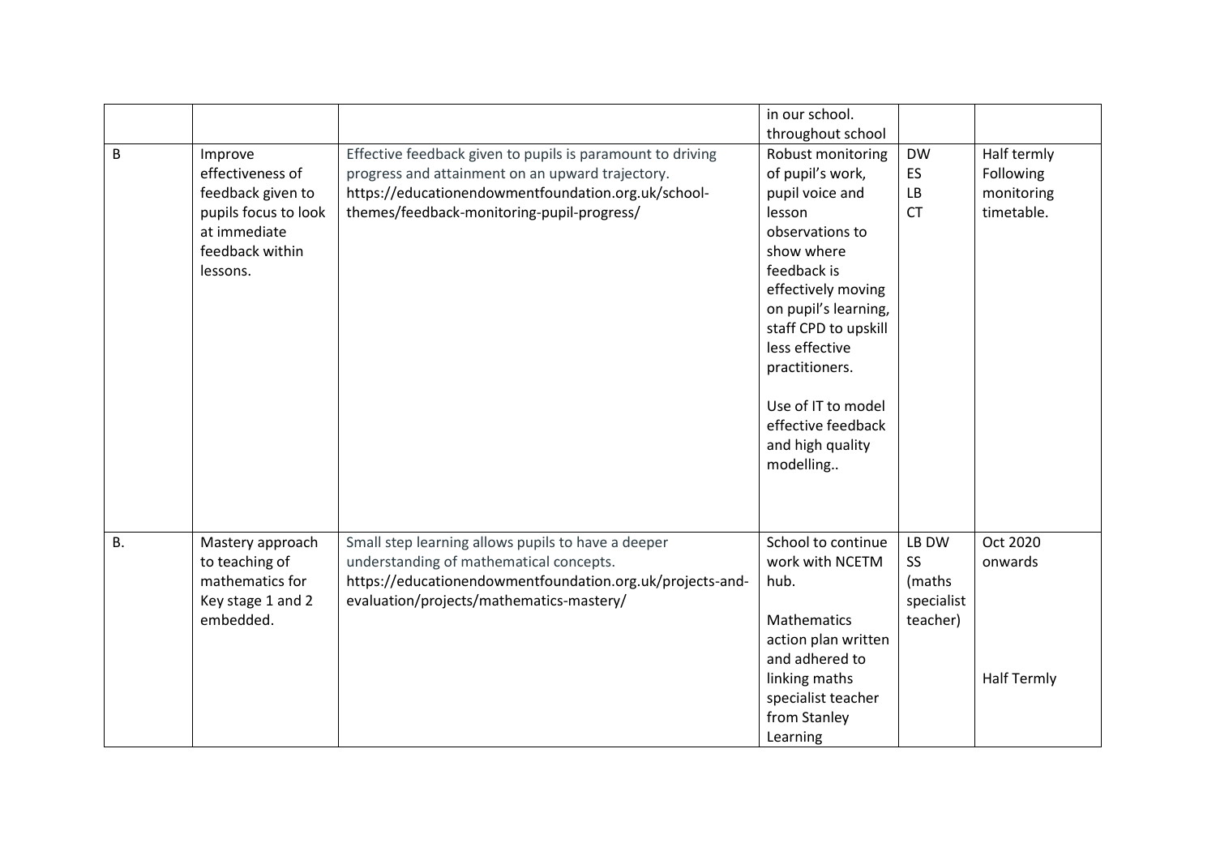| | | | | | |
|---|---|---|---|---|---|
| | | | in our school. throughout school | | |
| B | Improve effectiveness of feedback given to pupils focus to look at immediate feedback within lessons. | Effective feedback given to pupils is paramount to driving progress and attainment on an upward trajectory. https://educationendowmentfoundation.org.uk/school-themes/feedback-monitoring-pupil-progress/ | Robust monitoring of pupil's work, pupil voice and lesson observations to show where feedback is effectively moving on pupil's learning, staff CPD to upskill less effective practitioners.<br><br>Use of IT to model effective feedback and high quality modelling.. | DW<br>ES<br>LB<br>CT | Half termly Following monitoring timetable. |
| B. | Mastery approach to teaching of mathematics for Key stage 1 and 2 embedded. | Small step learning allows pupils to have a deeper understanding of mathematical concepts. https://educationendowmentfoundation.org.uk/projects-and-evaluation/projects/mathematics-mastery/ | School to continue work with NCETM hub.<br><br>Mathematics action plan written and adhered to linking maths specialist teacher from Stanley Learning | LB DW SS (maths specialist teacher) | Oct 2020 onwards<br><br>Half Termly |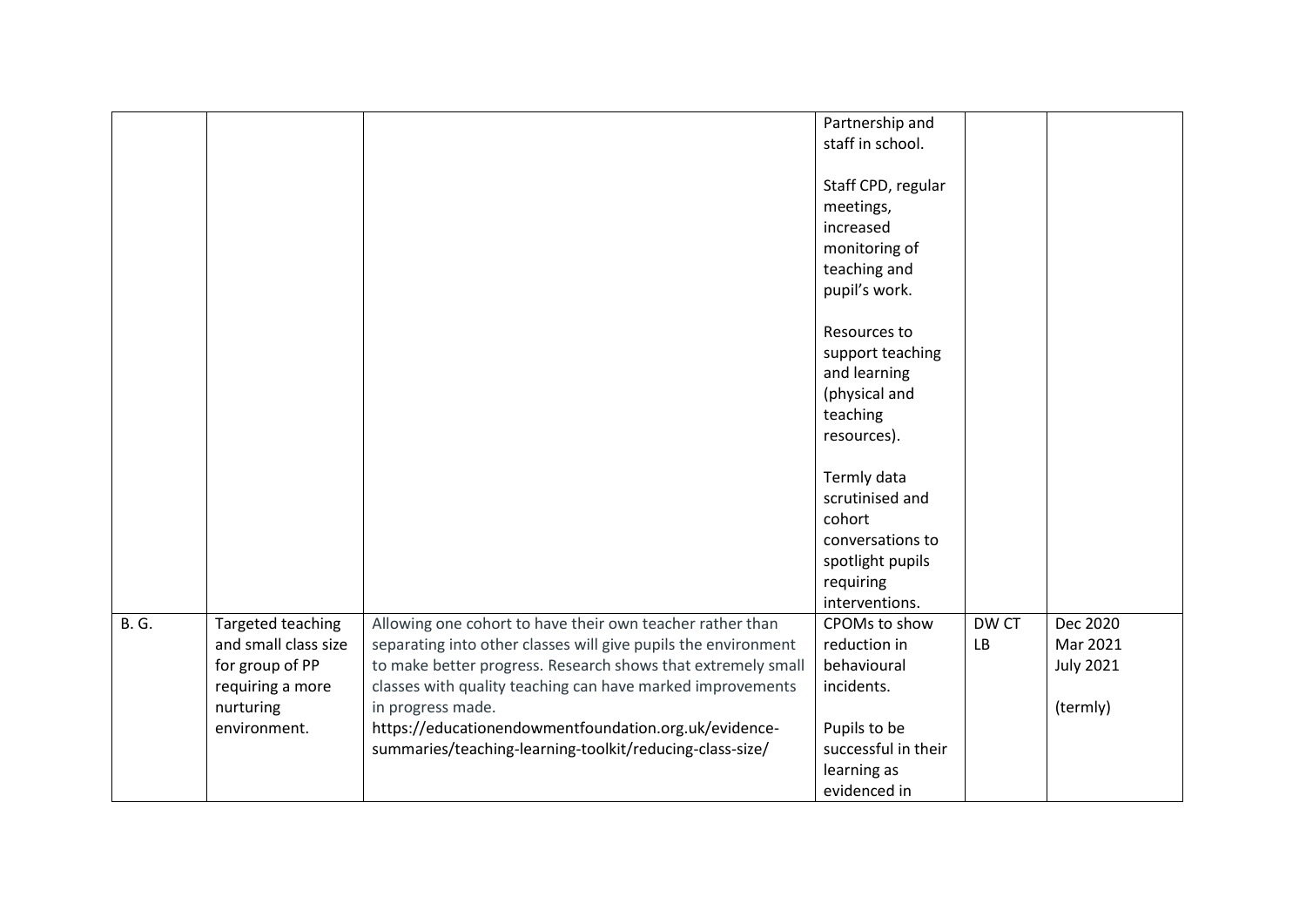| | | | | | |
|---|---|---|---|---|---|
| | | | Partnership and staff in school.<br><br>Staff CPD, regular meetings, increased monitoring of teaching and pupil's work.<br><br>Resources to support teaching and learning (physical and teaching resources).<br><br>Termly data scrutinised and cohort conversations to spotlight pupils requiring interventions. | | |
| B. G. | Targeted teaching and small class size for group of PP requiring a more nurturing environment. | Allowing one cohort to have their own teacher rather than separating into other classes will give pupils the environment to make better progress. Research shows that extremely small classes with quality teaching can have marked improvements in progress made.<br>https://educationendowmentfoundation.org.uk/evidence-summaries/teaching-learning-toolkit/reducing-class-size/ | CPOMs to show reduction in behavioural incidents.<br><br>Pupils to be successful in their learning as evidenced in | DW CT<br>LB | Dec 2020<br>Mar 2021<br>July 2021<br><br>(termly) |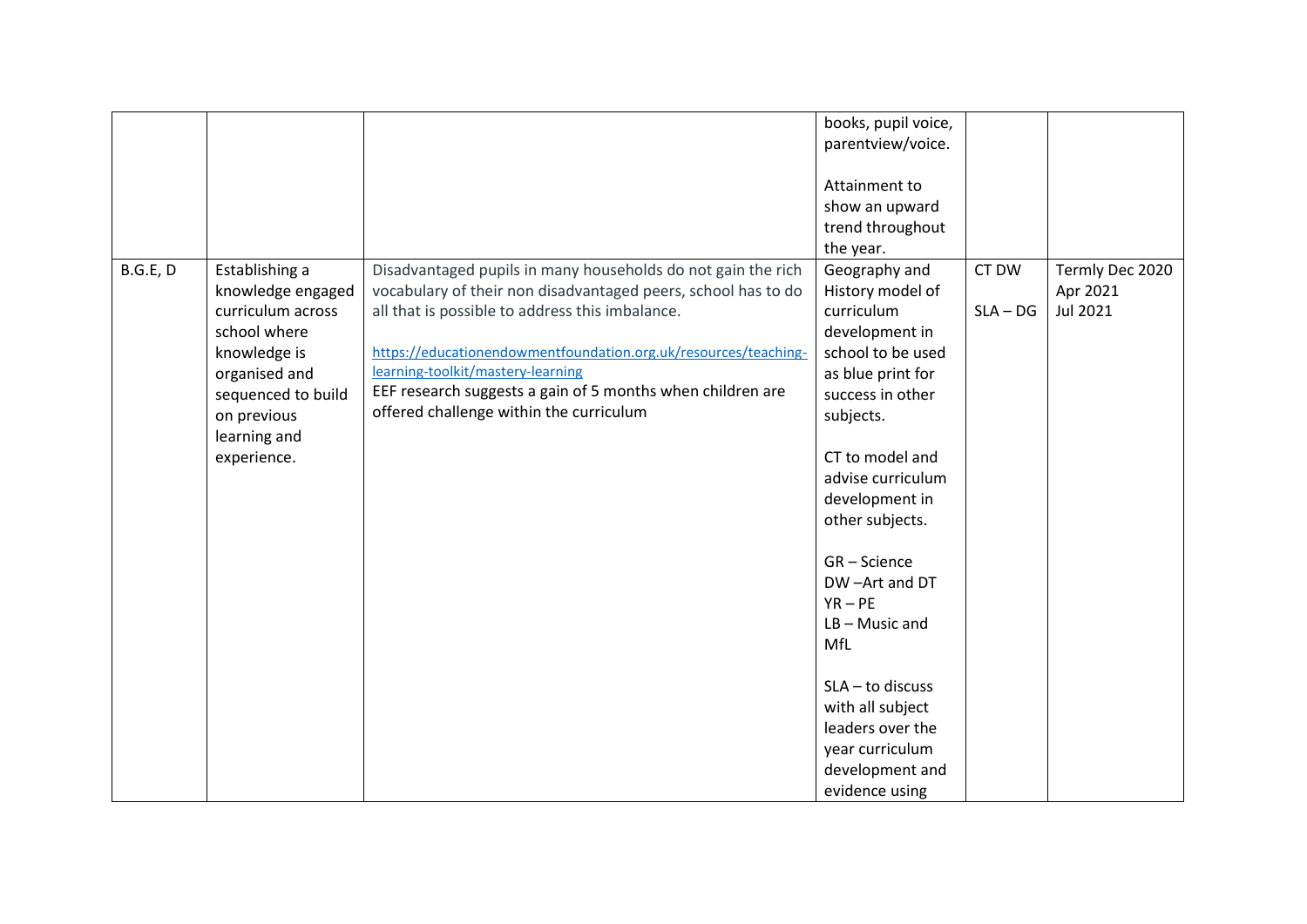| | | | | | |
|---|---|---|---|---|---|
| | | | books, pupil voice, parentview/voice.<br><br>Attainment to show an upward trend throughout the year. | | |
| B.G.E, D | Establishing a knowledge engaged curriculum across school where knowledge is organised and sequenced to build on previous learning and experience. | Disadvantaged pupils in many households do not gain the rich vocabulary of their non disadvantaged peers, school has to do all that is possible to address this imbalance.<br><br>https://educationendowmentfoundation.org.uk/resources/teaching-learning-toolkit/mastery-learning<br>EEF research suggests a gain of 5 months when children are offered challenge within the curriculum | Geography and History model of curriculum development in school to be used as blue print for success in other subjects.<br><br>CT to model and advise curriculum development in other subjects.<br><br>GR – Science<br>DW –Art and DT<br>YR – PE<br>LB – Music and MfL<br><br>SLA – to discuss with all subject leaders over the year curriculum development and evidence using | CT DW<br><br>SLA – DG | Termly Dec 2020<br>Apr 2021<br>Jul 2021 |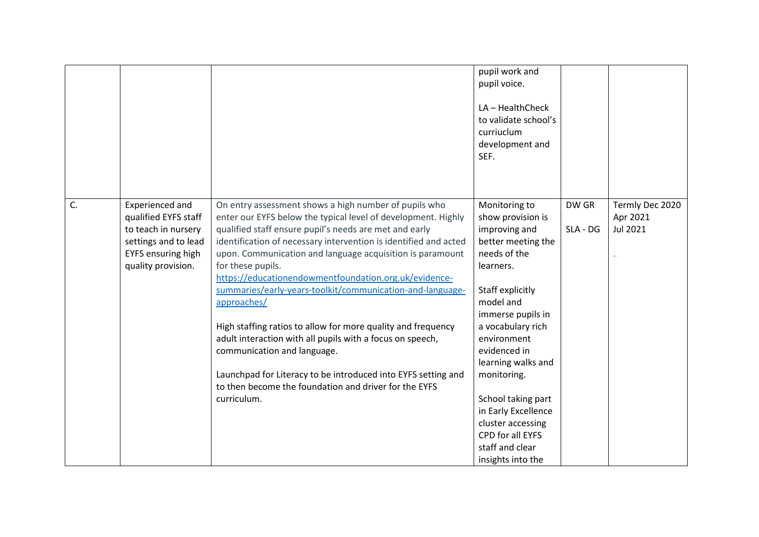| | | | | | |
|---|---|---|---|---|---|
| | | | pupil work and pupil voice.<br><br>LA – HealthCheck to validate school's curriuclum development and SEF. | | |
| C. | Experienced and qualified EYFS staff to teach in nursery settings and to lead EYFS ensuring high quality provision. | On entry assessment shows a high number of pupils who enter our EYFS below the typical level of development. Highly qualified staff ensure pupil's needs are met and early identification of necessary intervention is identified and acted upon. Communication and language acquisition is paramount for these pupils.<br>https://educationendowmentfoundation.org.uk/evidence-summaries/early-years-toolkit/communication-and-language-approaches/<br><br>High staffing ratios to allow for more quality and frequency adult interaction with all pupils with a focus on speech, communication and language.<br><br>Launchpad for Literacy to be introduced into EYFS setting and to then become the foundation and driver for the EYFS curriculum. | Monitoring to show provision is improving and better meeting the needs of the learners.<br><br>Staff explicitly model and immerse pupils in a vocabulary rich environment evidenced in learning walks and monitoring.<br><br>School taking part in Early Excellence cluster accessing CPD for all EYFS staff and clear insights into the | DW GR<br><br>SLA - DG | Termly Dec 2020 Apr 2021 Jul 2021<br><br>. |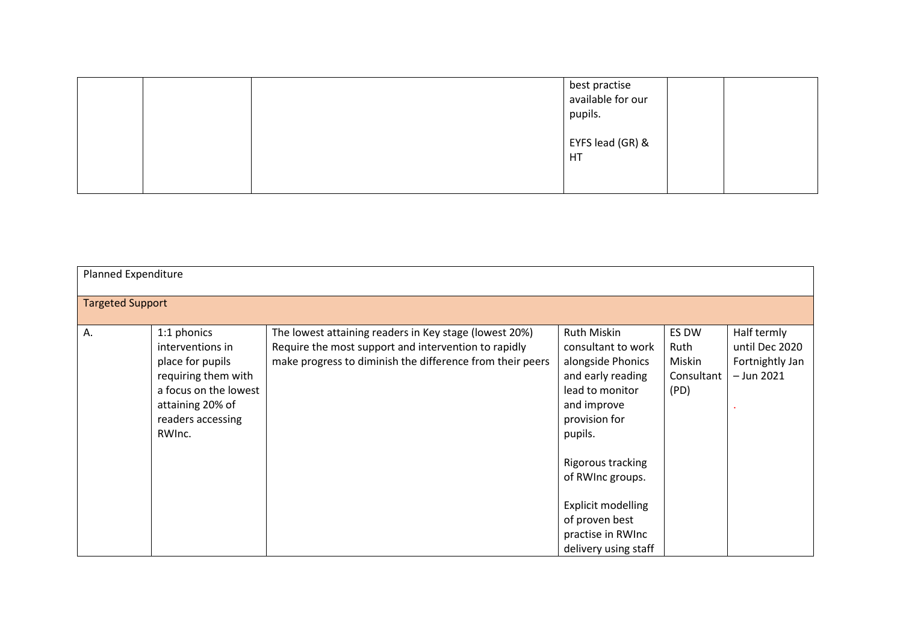| | | | | | |
|---|---|---|---|---|---|
| | | | best practise available for our pupils.<br><br>EYFS lead (GR) & HT | | |

| Planned Expenditure | | | | | |
|---|---|---|---|---|---|
| Targeted Support | | | | | |
| A. | 1:1 phonics interventions in place for pupils requiring them with a focus on the lowest attaining 20% of readers accessing RWInc. | The lowest attaining readers in Key stage (lowest 20%) Require the most support and intervention to rapidly make progress to diminish the difference from their peers | Ruth Miskin consultant to work alongside Phonics and early reading lead to monitor and improve provision for pupils.<br><br>Rigorous tracking of RWInc groups.<br><br>Explicit modelling of proven best practise in RWInc delivery using staff | ES DW Ruth Miskin Consultant (PD) | Half termly until Dec 2020 Fortnightly Jan – Jun 2021<br><br>. |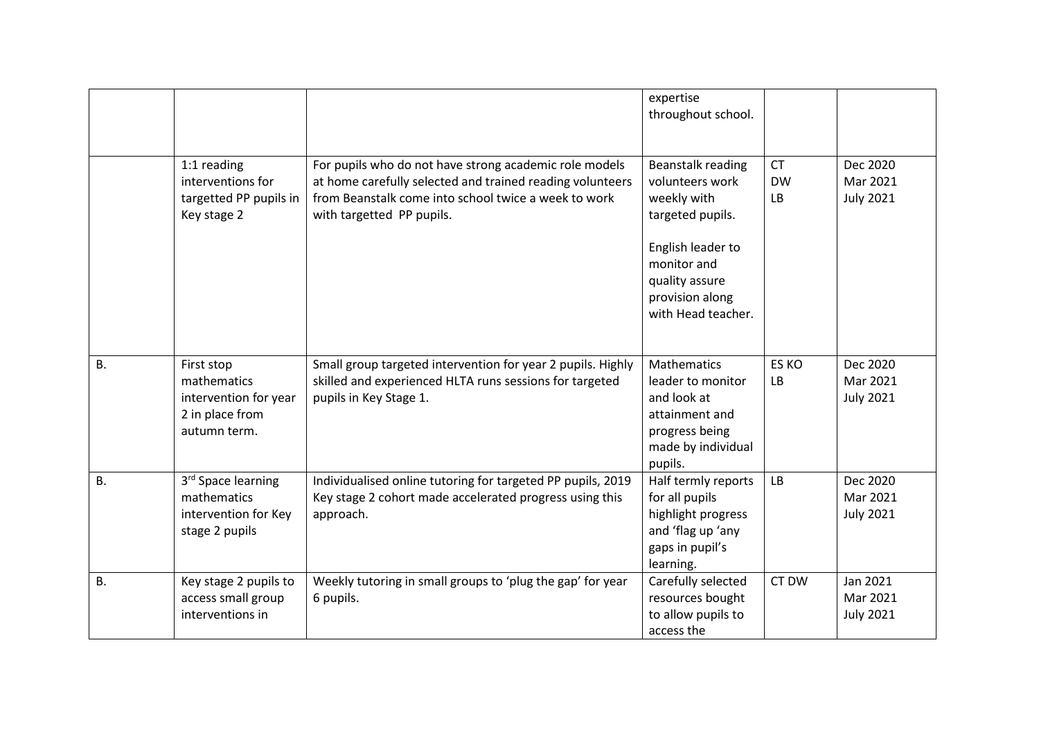| | | | | | |
|---|---|---|---|---|---|
| | | | expertise throughout school. | | |
| | 1:1 reading interventions for targetted PP pupils in Key stage 2 | For pupils who do not have strong academic role models at home carefully selected and trained reading volunteers from Beanstalk come into school twice a week to work with targetted PP pupils. | Beanstalk reading volunteers work weekly with targeted pupils.<br><br>English leader to monitor and quality assure provision along with Head teacher. | CT<br>DW<br>LB | Dec 2020<br>Mar 2021<br>July 2021 |
| B. | First stop mathematics intervention for year 2 in place from autumn term. | Small group targeted intervention for year 2 pupils. Highly skilled and experienced HLTA runs sessions for targeted pupils in Key Stage 1. | Mathematics leader to monitor and look at attainment and progress being made by individual pupils. | ES KO<br>LB | Dec 2020<br>Mar 2021<br>July 2021 |
| B. | 3rd Space learning mathematics intervention for Key stage 2 pupils | Individualised online tutoring for targeted PP pupils, 2019 Key stage 2 cohort made accelerated progress using this approach. | Half termly reports for all pupils highlight progress and 'flag up 'any gaps in pupil's learning. | LB | Dec 2020<br>Mar 2021<br>July 2021 |
| B. | Key stage 2 pupils to access small group interventions in | Weekly tutoring in small groups to 'plug the gap' for year 6 pupils. | Carefully selected resources bought to allow pupils to access the | CT DW | Jan 2021<br>Mar 2021<br>July 2021 |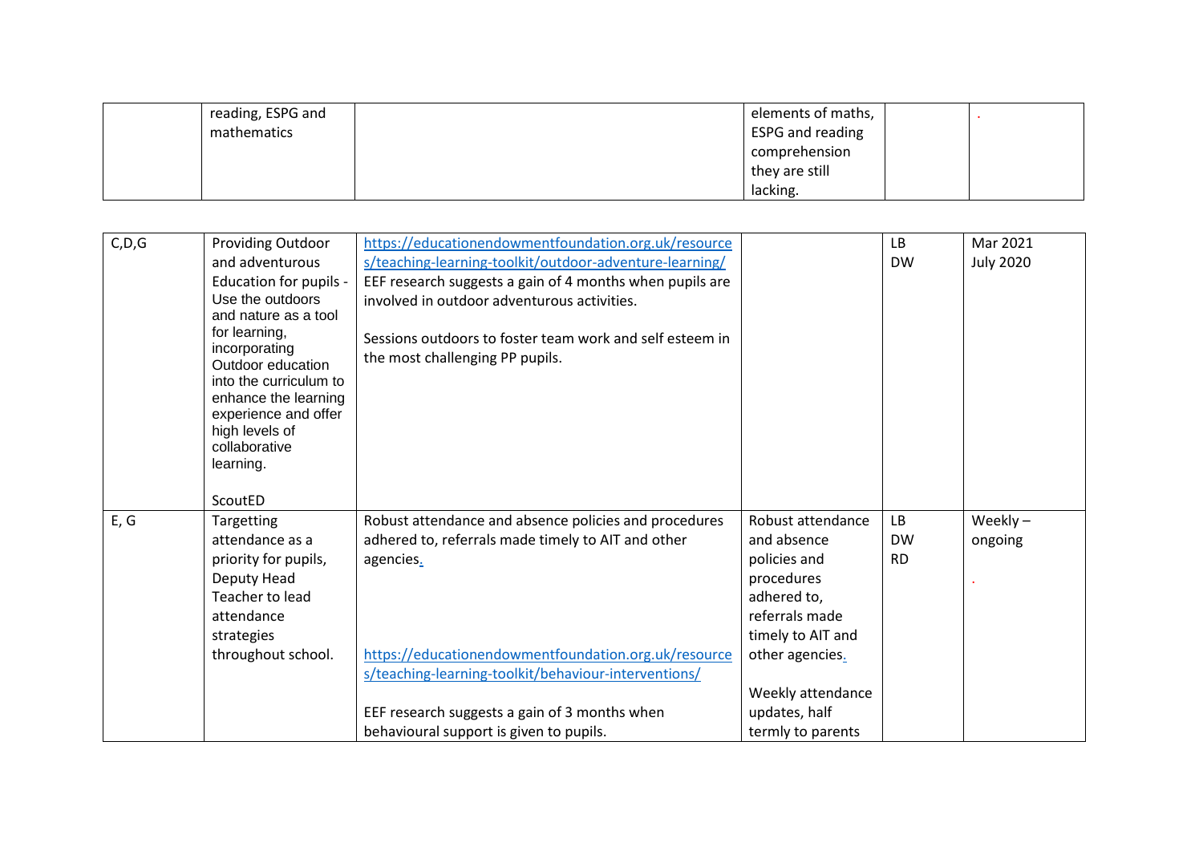| | | | | | |
|---|---|---|---|---|---|
| | reading, ESPG and mathematics | | elements of maths, ESPG and reading comprehension they are still lacking. | | . |

| | | | | | |
|---|---|---|---|---|---|
| C,D,G | Providing Outdoor and adventurous Education for pupils - Use the outdoors and nature as a tool for learning, incorporating Outdoor education into the curriculum to enhance the learning experience and offer high levels of collaborative learning.<br><br>ScoutED | https://educationendowmentfoundation.org.uk/resources/teaching-learning-toolkit/outdoor-adventure-learning/<br>EEF research suggests a gain of 4 months when pupils are involved in outdoor adventurous activities.<br><br>Sessions outdoors to foster team work and self esteem in the most challenging PP pupils. | | LB<br>DW | Mar 2021<br>July 2020 |
| E, G | Targetting attendance as a priority for pupils, Deputy Head Teacher to lead attendance strategies throughout school. | Robust attendance and absence policies and procedures adhered to, referrals made timely to AIT and other agencies.<br><br>https://educationendowmentfoundation.org.uk/resources/teaching-learning-toolkit/behaviour-interventions/<br><br>EEF research suggests a gain of 3 months when behavioural support is given to pupils. | Robust attendance and absence policies and procedures adhered to, referrals made timely to AIT and other agencies.<br><br>Weekly attendance updates, half termly to parents | LB<br>DW<br>RD | Weekly – ongoing<br><br>. |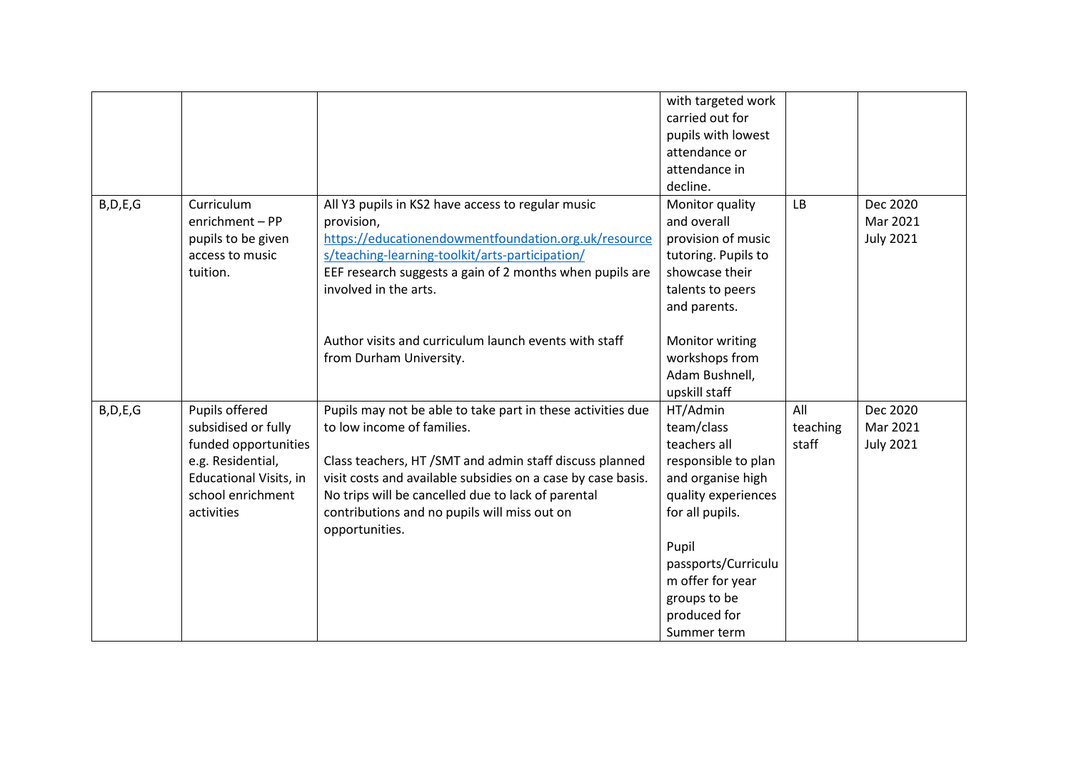| | | | | | |
|---|---|---|---|---|---|
| | | | with targeted work carried out for pupils with lowest attendance or attendance in decline. | | |
| B,D,E,G | Curriculum enrichment – PP pupils to be given access to music tuition. | All Y3 pupils in KS2 have access to regular music provision, https://educationendowmentfoundation.org.uk/resources/teaching-learning-toolkit/arts-participation/ EEF research suggests a gain of 2 months when pupils are involved in the arts.<br><br>Author visits and curriculum launch events with staff from Durham University. | Monitor quality and overall provision of music tutoring. Pupils to showcase their talents to peers and parents.<br><br>Monitor writing workshops from Adam Bushnell, upskill staff | LB | Dec 2020<br>Mar 2021<br>July 2021 |
| B,D,E,G | Pupils offered subsidised or fully funded opportunities e.g. Residential, Educational Visits, in school enrichment activities | Pupils may not be able to take part in these activities due to low income of families.<br><br>Class teachers, HT /SMT and admin staff discuss planned visit costs and available subsidies on a case by case basis. No trips will be cancelled due to lack of parental contributions and no pupils will miss out on opportunities. | HT/Admin team/class teachers all responsible to plan and organise high quality experiences for all pupils.<br><br>Pupil passports/Curriculum offer for year groups to be produced for Summer term | All teaching staff | Dec 2020<br>Mar 2021<br>July 2021 |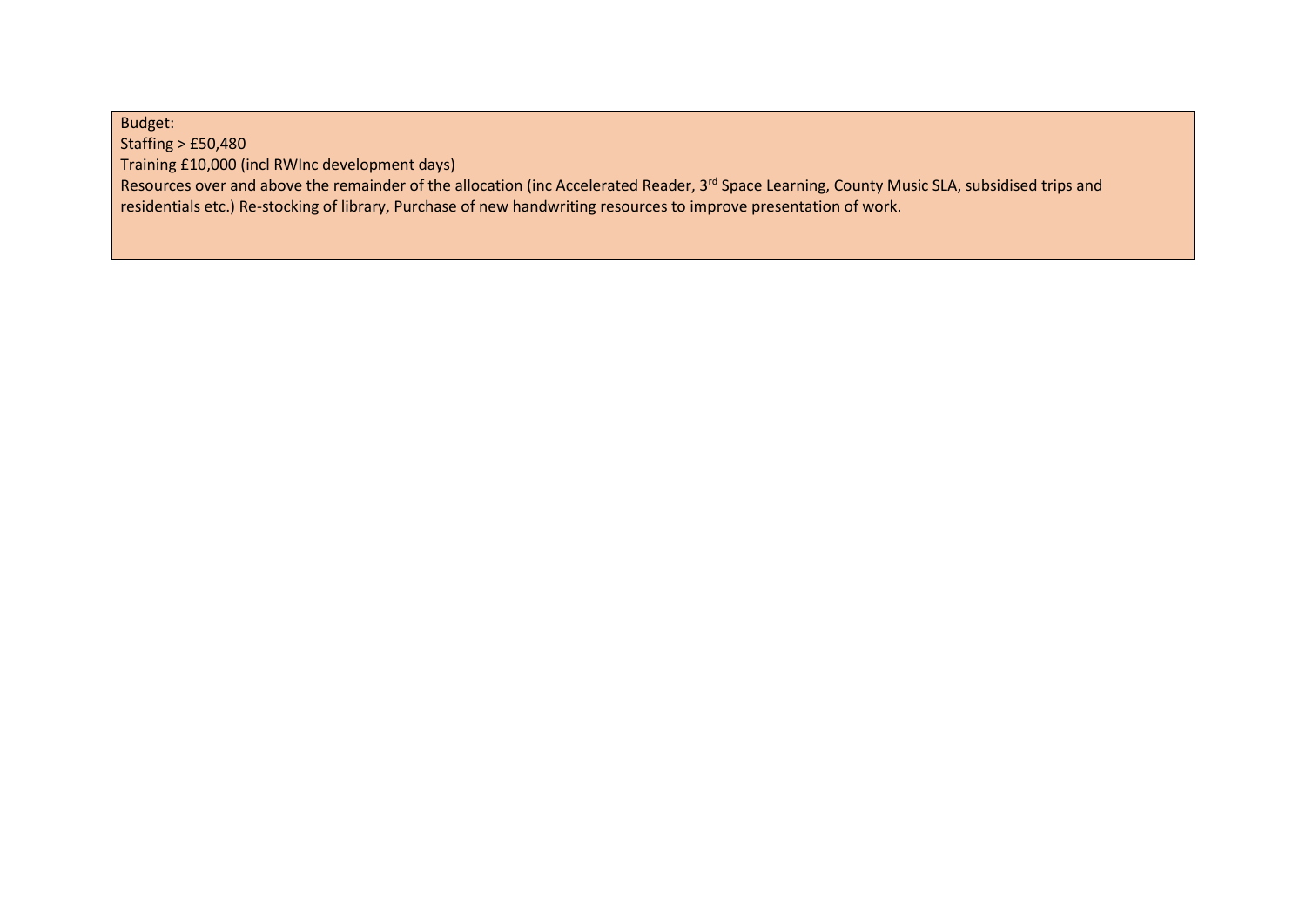Budget:

Staffing > £50,480

Training £10,000 (incl RWInc development days)

Resources over and above the remainder of the allocation (inc Accelerated Reader, 3rd Space Learning, County Music SLA, subsidised trips and residentials etc.) Re-stocking of library, Purchase of new handwriting resources to improve presentation of work.